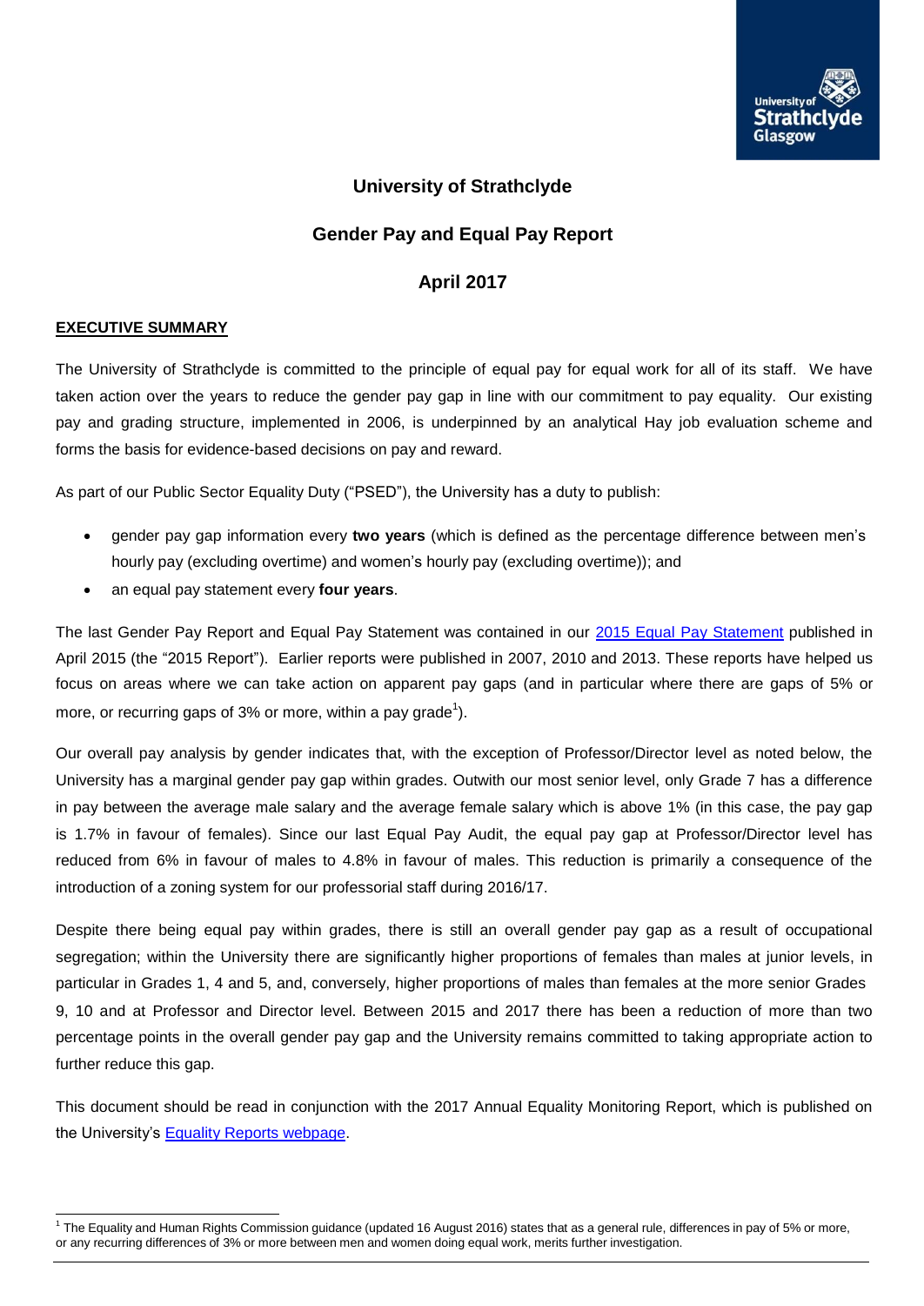# University of Strathclyde

## Gender Pay and Equal Pay Report

## April 2017

### EXECUTIVE SUMMARY

The University of Strathclyde is committed to the principle of equal pay for equal work for all of its staff. We have taken action over the years to reduce the gender pay gap in line with our commitment to pay equality. Our existing pay and grading structure, implemented in 2006, is underpinned by an analytical Hay job evaluation scheme and forms the basis for evidence-based decisions on pay and reward.

As part of our Public Sector Equality Duty ("PSED"), the University has a duty to publish:

- gender pay gap information every **two years** (which is defined as the percentage difference between men's hourly pay (excluding overtime) and women's hourly pay (excluding overtime)); and
- an equal pay statement every **four years**.

The last Gender Pay Report and Equal Pay Statement was contained in our 2015 Equal Pay Statement published in April 2015 (the "2015 Report"). Earlier reports were published in 2007, 2010 and 2013. These reports have helped us focus on areas where we can take action on apparent pay gaps (and in particular where there are gaps of 5% or more, or recurring gaps of 3% or more, within a pay grade[1]).

Our overall pay analysis by gender indicates that, with the exception of Professor/Director level as noted below, the University has a marginal gender pay gap within grades. Outwith our most senior level, only Grade 7 has a difference in pay between the average male salary and the average female salary which is above 1% (in this case, the pay gap is 1.7% in favour of females). Since our last Equal Pay Audit, the equal pay gap at Professor/Director level has reduced from 6% in favour of males to 4.8% in favour of males. This reduction is primarily a consequence of the introduction of a zoning system for our professorial staff during 2016/17.

Despite there being equal pay within grades, there is still an overall gender pay gap as a result of occupational segregation; within the University there are significantly higher proportions of females than males at junior levels, in particular in Grades 1, 4 and 5, and, conversely, higher proportions of males than females at the more senior Grades 9, 10 and at Professor and Director level. Between 2015 and 2017 there has been a reduction of more than two percentage points in the overall gender pay gap and the University remains committed to taking appropriate action to further reduce this gap.

This document should be read in conjunction with the 2017 Annual Equality Monitoring Report, which is published on the University's Equality Reports webpage.

---

[1] The Equality and Human Rights Commission guidance (updated 16 August 2016) states that as a general rule, differences in pay of 5% or more, or any recurring differences of 3% or more between men and women doing equal work, merits further investigation.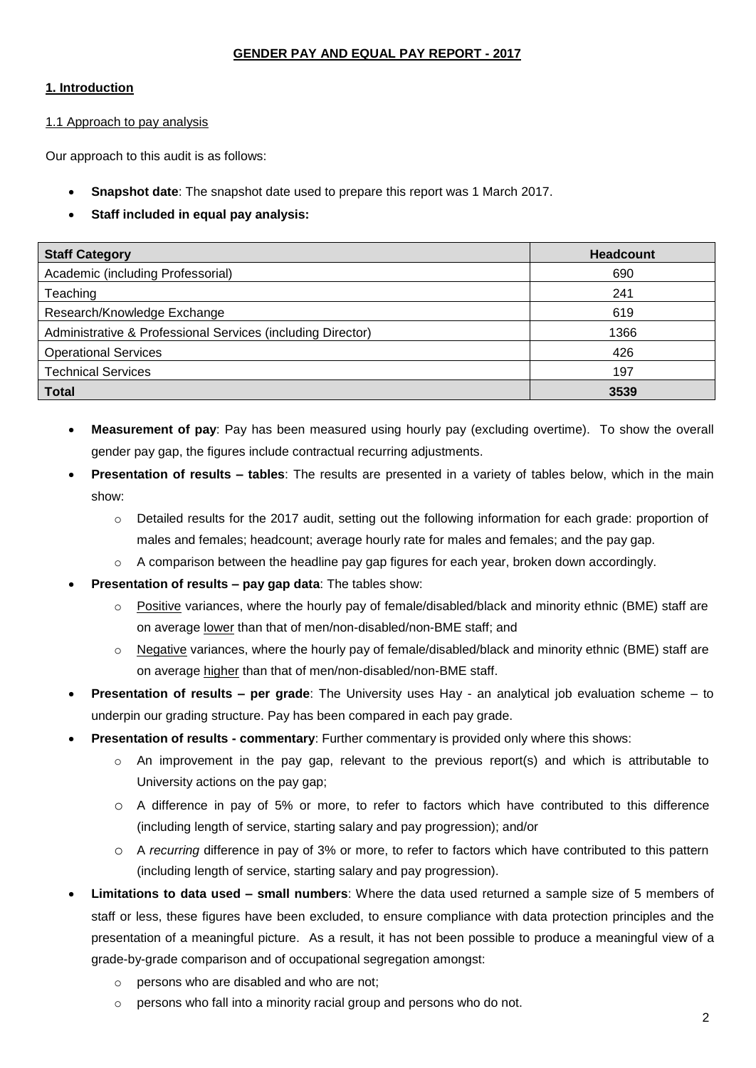# GENDER PAY AND EQUAL PAY REPORT - 2017

## 1. Introduction

### 1.1 Approach to pay analysis

Our approach to this audit is as follows:

- **Snapshot date**: The snapshot date used to prepare this report was 1 March 2017.
- **Staff included in equal pay analysis:**

| Staff Category | Headcount |
|---|---|
| Academic (including Professorial) | 690 |
| Teaching | 241 |
| Research/Knowledge Exchange | 619 |
| Administrative & Professional Services (including Director) | 1366 |
| Operational Services | 426 |
| Technical Services | 197 |
| **Total** | **3539** |

- **Measurement of pay**: Pay has been measured using hourly pay (excluding overtime). To show the overall gender pay gap, the figures include contractual recurring adjustments.
- **Presentation of results – tables**: The results are presented in a variety of tables below, which in the main show:
  - Detailed results for the 2017 audit, setting out the following information for each grade: proportion of males and females; headcount; average hourly rate for males and females; and the pay gap.
  - A comparison between the headline pay gap figures for each year, broken down accordingly.
- **Presentation of results – pay gap data**: The tables show:
  - Positive variances, where the hourly pay of female/disabled/black and minority ethnic (BME) staff are on average lower than that of men/non-disabled/non-BME staff; and
  - Negative variances, where the hourly pay of female/disabled/black and minority ethnic (BME) staff are on average higher than that of men/non-disabled/non-BME staff.
- **Presentation of results – per grade**: The University uses Hay - an analytical job evaluation scheme – to underpin our grading structure. Pay has been compared in each pay grade.
- **Presentation of results - commentary**: Further commentary is provided only where this shows:
  - An improvement in the pay gap, relevant to the previous report(s) and which is attributable to University actions on the pay gap;
  - A difference in pay of 5% or more, to refer to factors which have contributed to this difference (including length of service, starting salary and pay progression); and/or
  - A *recurring* difference in pay of 3% or more, to refer to factors which have contributed to this pattern (including length of service, starting salary and pay progression).
- **Limitations to data used – small numbers**: Where the data used returned a sample size of 5 members of staff or less, these figures have been excluded, to ensure compliance with data protection principles and the presentation of a meaningful picture. As a result, it has not been possible to produce a meaningful view of a grade-by-grade comparison and of occupational segregation amongst:
  - persons who are disabled and who are not;
  - persons who fall into a minority racial group and persons who do not.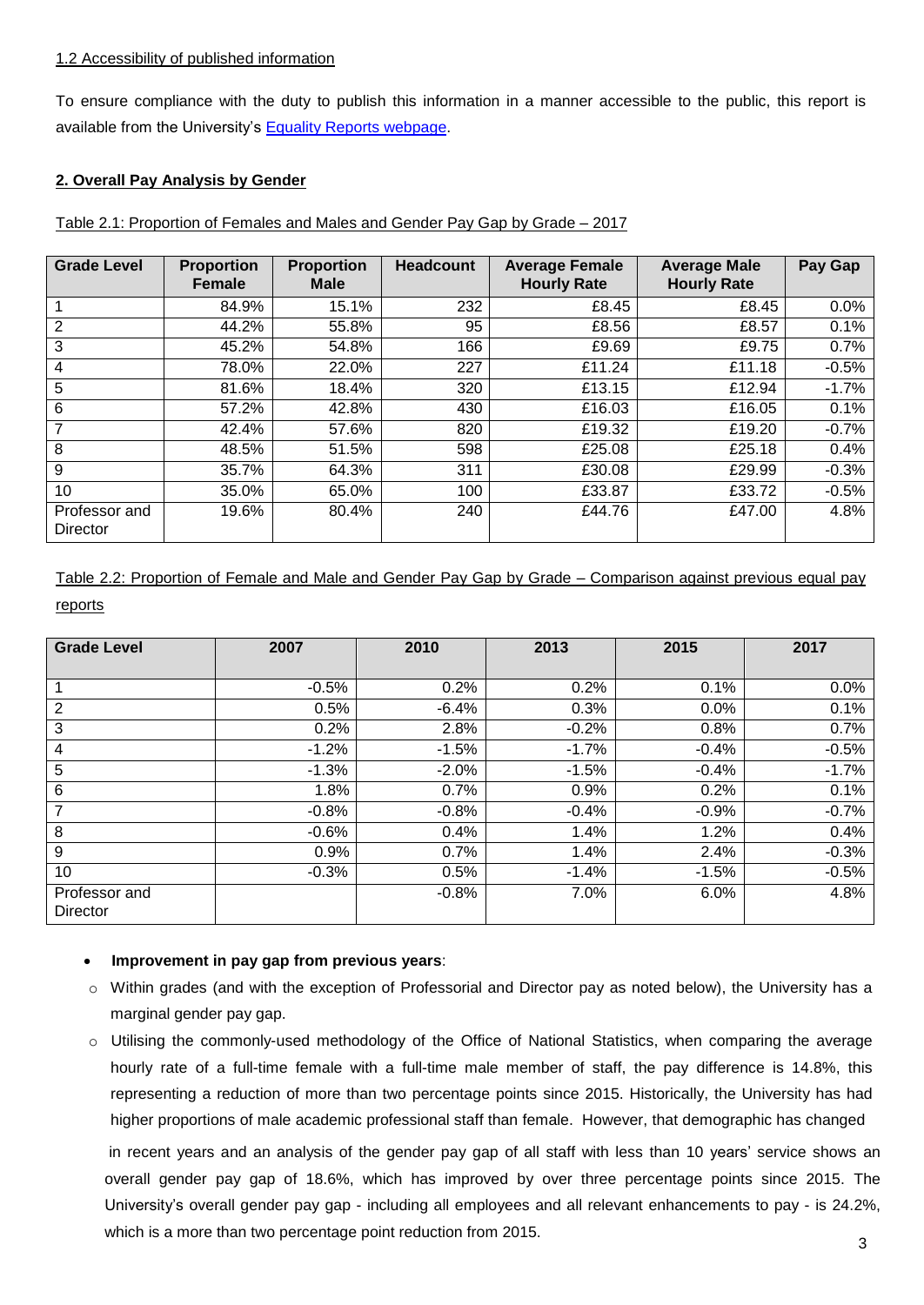1.2 Accessibility of published information

To ensure compliance with the duty to publish this information in a manner accessible to the public, this report is available from the University's Equality Reports webpage.

## 2. Overall Pay Analysis by Gender

Table 2.1: Proportion of Females and Males and Gender Pay Gap by Grade – 2017

| Grade Level | Proportion Female | Proportion Male | Headcount | Average Female Hourly Rate | Average Male Hourly Rate | Pay Gap |
|---|---|---|---|---|---|---|
| 1 | 84.9% | 15.1% | 232 | £8.45 | £8.45 | 0.0% |
| 2 | 44.2% | 55.8% | 95 | £8.56 | £8.57 | 0.1% |
| 3 | 45.2% | 54.8% | 166 | £9.69 | £9.75 | 0.7% |
| 4 | 78.0% | 22.0% | 227 | £11.24 | £11.18 | -0.5% |
| 5 | 81.6% | 18.4% | 320 | £13.15 | £12.94 | -1.7% |
| 6 | 57.2% | 42.8% | 430 | £16.03 | £16.05 | 0.1% |
| 7 | 42.4% | 57.6% | 820 | £19.32 | £19.20 | -0.7% |
| 8 | 48.5% | 51.5% | 598 | £25.08 | £25.18 | 0.4% |
| 9 | 35.7% | 64.3% | 311 | £30.08 | £29.99 | -0.3% |
| 10 | 35.0% | 65.0% | 100 | £33.87 | £33.72 | -0.5% |
| Professor and Director | 19.6% | 80.4% | 240 | £44.76 | £47.00 | 4.8% |

Table 2.2: Proportion of Female and Male and Gender Pay Gap by Grade – Comparison against previous equal pay reports

| Grade Level | 2007 | 2010 | 2013 | 2015 | 2017 |
|---|---|---|---|---|---|
| 1 | -0.5% | 0.2% | 0.2% | 0.1% | 0.0% |
| 2 | 0.5% | -6.4% | 0.3% | 0.0% | 0.1% |
| 3 | 0.2% | 2.8% | -0.2% | 0.8% | 0.7% |
| 4 | -1.2% | -1.5% | -1.7% | -0.4% | -0.5% |
| 5 | -1.3% | -2.0% | -1.5% | -0.4% | -1.7% |
| 6 | 1.8% | 0.7% | 0.9% | 0.2% | 0.1% |
| 7 | -0.8% | -0.8% | -0.4% | -0.9% | -0.7% |
| 8 | -0.6% | 0.4% | 1.4% | 1.2% | 0.4% |
| 9 | 0.9% | 0.7% | 1.4% | 2.4% | -0.3% |
| 10 | -0.3% | 0.5% | -1.4% | -1.5% | -0.5% |
| Professor and Director | | -0.8% | 7.0% | 6.0% | 4.8% |

- **Improvement in pay gap from previous years**:
  - Within grades (and with the exception of Professorial and Director pay as noted below), the University has a marginal gender pay gap.
  - Utilising the commonly-used methodology of the Office of National Statistics, when comparing the average hourly rate of a full-time female with a full-time male member of staff, the pay difference is 14.8%, this representing a reduction of more than two percentage points since 2015. Historically, the University has had higher proportions of male academic professional staff than female. However, that demographic has changed in recent years and an analysis of the gender pay gap of all staff with less than 10 years' service shows an overall gender pay gap of 18.6%, which has improved by over three percentage points since 2015. The University's overall gender pay gap - including all employees and all relevant enhancements to pay - is 24.2%, which is a more than two percentage point reduction from 2015.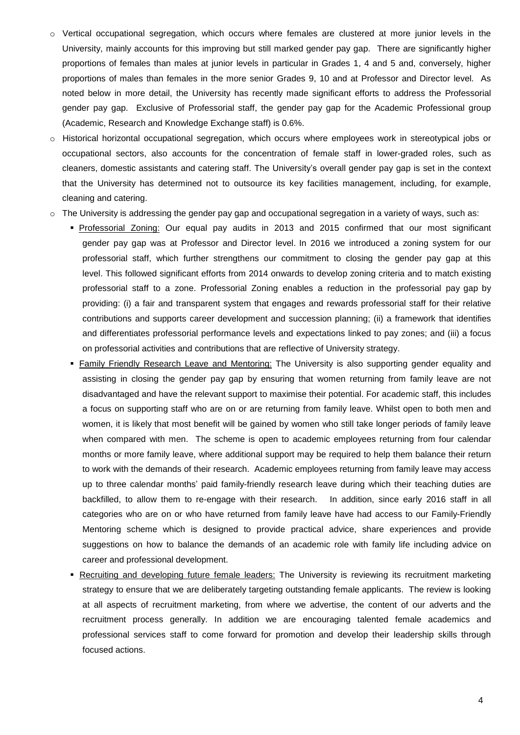- Vertical occupational segregation, which occurs where females are clustered at more junior levels in the University, mainly accounts for this improving but still marked gender pay gap. There are significantly higher proportions of females than males at junior levels in particular in Grades 1, 4 and 5 and, conversely, higher proportions of males than females in the more senior Grades 9, 10 and at Professor and Director level. As noted below in more detail, the University has recently made significant efforts to address the Professorial gender pay gap. Exclusive of Professorial staff, the gender pay gap for the Academic Professional group (Academic, Research and Knowledge Exchange staff) is 0.6%.
- Historical horizontal occupational segregation, which occurs where employees work in stereotypical jobs or occupational sectors, also accounts for the concentration of female staff in lower-graded roles, such as cleaners, domestic assistants and catering staff. The University's overall gender pay gap is set in the context that the University has determined not to outsource its key facilities management, including, for example, cleaning and catering.
- The University is addressing the gender pay gap and occupational segregation in a variety of ways, such as:
  - Professorial Zoning: Our equal pay audits in 2013 and 2015 confirmed that our most significant gender pay gap was at Professor and Director level. In 2016 we introduced a zoning system for our professorial staff, which further strengthens our commitment to closing the gender pay gap at this level. This followed significant efforts from 2014 onwards to develop zoning criteria and to match existing professorial staff to a zone. Professorial Zoning enables a reduction in the professorial pay gap by providing: (i) a fair and transparent system that engages and rewards professorial staff for their relative contributions and supports career development and succession planning; (ii) a framework that identifies and differentiates professorial performance levels and expectations linked to pay zones; and (iii) a focus on professorial activities and contributions that are reflective of University strategy.
  - Family Friendly Research Leave and Mentoring: The University is also supporting gender equality and assisting in closing the gender pay gap by ensuring that women returning from family leave are not disadvantaged and have the relevant support to maximise their potential. For academic staff, this includes a focus on supporting staff who are on or are returning from family leave. Whilst open to both men and women, it is likely that most benefit will be gained by women who still take longer periods of family leave when compared with men. The scheme is open to academic employees returning from four calendar months or more family leave, where additional support may be required to help them balance their return to work with the demands of their research. Academic employees returning from family leave may access up to three calendar months' paid family-friendly research leave during which their teaching duties are backfilled, to allow them to re-engage with their research. In addition, since early 2016 staff in all categories who are on or who have returned from family leave have had access to our Family-Friendly Mentoring scheme which is designed to provide practical advice, share experiences and provide suggestions on how to balance the demands of an academic role with family life including advice on career and professional development.
  - Recruiting and developing future female leaders: The University is reviewing its recruitment marketing strategy to ensure that we are deliberately targeting outstanding female applicants. The review is looking at all aspects of recruitment marketing, from where we advertise, the content of our adverts and the recruitment process generally. In addition we are encouraging talented female academics and professional services staff to come forward for promotion and develop their leadership skills through focused actions.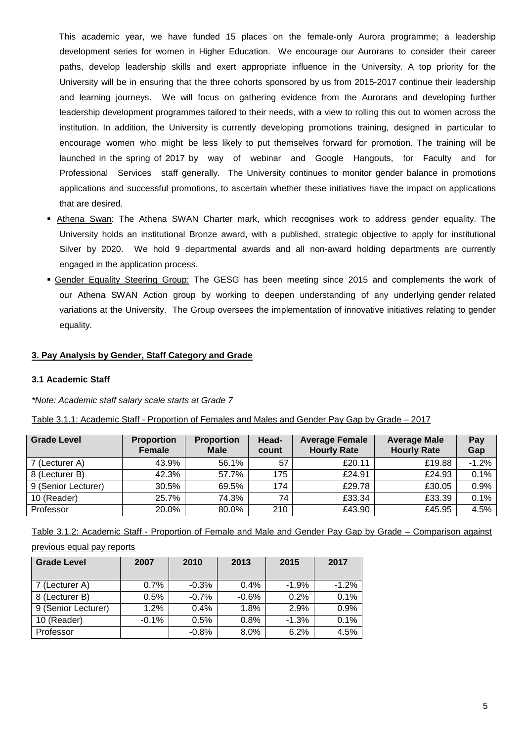This academic year, we have funded 15 places on the female-only Aurora programme; a leadership development series for women in Higher Education. We encourage our Aurorans to consider their career paths, develop leadership skills and exert appropriate influence in the University. A top priority for the University will be in ensuring that the three cohorts sponsored by us from 2015-2017 continue their leadership and learning journeys. We will focus on gathering evidence from the Aurorans and developing further leadership development programmes tailored to their needs, with a view to rolling this out to women across the institution. In addition, the University is currently developing promotions training, designed in particular to encourage women who might be less likely to put themselves forward for promotion. The training will be launched in the spring of 2017 by way of webinar and Google Hangouts, for Faculty and for Professional Services staff generally. The University continues to monitor gender balance in promotions applications and successful promotions, to ascertain whether these initiatives have the impact on applications that are desired.

- Athena Swan: The Athena SWAN Charter mark, which recognises work to address gender equality. The University holds an institutional Bronze award, with a published, strategic objective to apply for institutional Silver by 2020. We hold 9 departmental awards and all non-award holding departments are currently engaged in the application process.
- Gender Equality Steering Group: The GESG has been meeting since 2015 and complements the work of our Athena SWAN Action group by working to deepen understanding of any underlying gender related variations at the University. The Group oversees the implementation of innovative initiatives relating to gender equality.

## 3. Pay Analysis by Gender, Staff Category and Grade

### 3.1 Academic Staff

*\*Note: Academic staff salary scale starts at Grade 7*

Table 3.1.1: Academic Staff - Proportion of Females and Males and Gender Pay Gap by Grade – 2017

| Grade Level | Proportion Female | Proportion Male | Head-count | Average Female Hourly Rate | Average Male Hourly Rate | Pay Gap |
|---|---|---|---|---|---|---|
| 7 (Lecturer A) | 43.9% | 56.1% | 57 | £20.11 | £19.88 | -1.2% |
| 8 (Lecturer B) | 42.3% | 57.7% | 175 | £24.91 | £24.93 | 0.1% |
| 9 (Senior Lecturer) | 30.5% | 69.5% | 174 | £29.78 | £30.05 | 0.9% |
| 10 (Reader) | 25.7% | 74.3% | 74 | £33.34 | £33.39 | 0.1% |
| Professor | 20.0% | 80.0% | 210 | £43.90 | £45.95 | 4.5% |

Table 3.1.2: Academic Staff - Proportion of Female and Male and Gender Pay Gap by Grade – Comparison against previous equal pay reports

| Grade Level | 2007 | 2010 | 2013 | 2015 | 2017 |
|---|---|---|---|---|---|
| 7 (Lecturer A) | 0.7% | -0.3% | 0.4% | -1.9% | -1.2% |
| 8 (Lecturer B) | 0.5% | -0.7% | -0.6% | 0.2% | 0.1% |
| 9 (Senior Lecturer) | 1.2% | 0.4% | 1.8% | 2.9% | 0.9% |
| 10 (Reader) | -0.1% | 0.5% | 0.8% | -1.3% | 0.1% |
| Professor | | -0.8% | 8.0% | 6.2% | 4.5% |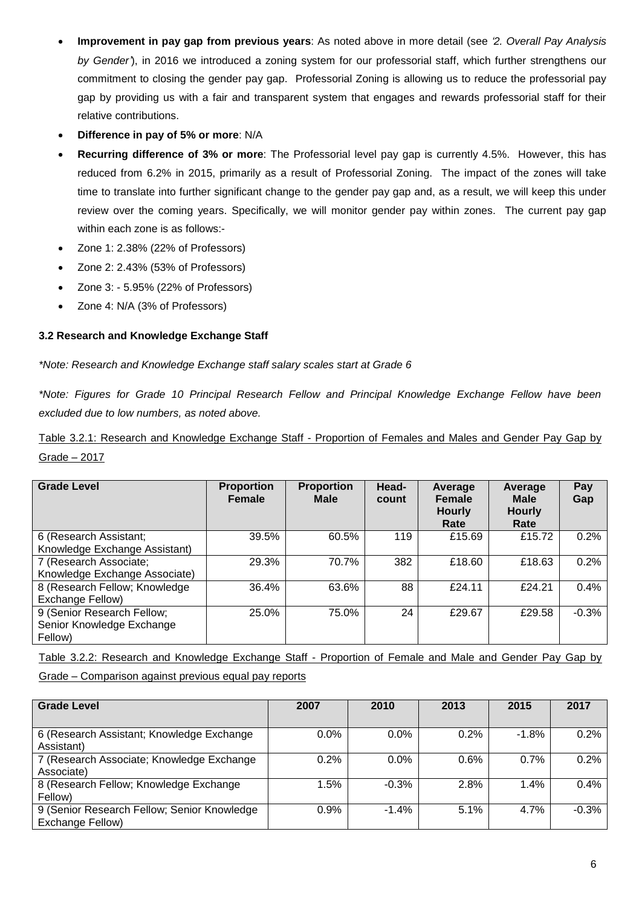- **Improvement in pay gap from previous years**: As noted above in more detail (see *'2. Overall Pay Analysis by Gender'*), in 2016 we introduced a zoning system for our professorial staff, which further strengthens our commitment to closing the gender pay gap. Professorial Zoning is allowing us to reduce the professorial pay gap by providing us with a fair and transparent system that engages and rewards professorial staff for their relative contributions.
- **Difference in pay of 5% or more**: N/A
- **Recurring difference of 3% or more**: The Professorial level pay gap is currently 4.5%. However, this has reduced from 6.2% in 2015, primarily as a result of Professorial Zoning. The impact of the zones will take time to translate into further significant change to the gender pay gap and, as a result, we will keep this under review over the coming years. Specifically, we will monitor gender pay within zones. The current pay gap within each zone is as follows:-
- Zone 1: 2.38% (22% of Professors)
- Zone 2: 2.43% (53% of Professors)
- Zone 3: - 5.95% (22% of Professors)
- Zone 4: N/A (3% of Professors)

### 3.2 Research and Knowledge Exchange Staff

*\*Note: Research and Knowledge Exchange staff salary scales start at Grade 6*

*\*Note: Figures for Grade 10 Principal Research Fellow and Principal Knowledge Exchange Fellow have been excluded due to low numbers, as noted above.*

Table 3.2.1: Research and Knowledge Exchange Staff - Proportion of Females and Males and Gender Pay Gap by Grade – 2017

| Grade Level | Proportion Female | Proportion Male | Head-count | Average Female Hourly Rate | Average Male Hourly Rate | Pay Gap |
|---|---|---|---|---|---|---|
| 6 (Research Assistant; Knowledge Exchange Assistant) | 39.5% | 60.5% | 119 | £15.69 | £15.72 | 0.2% |
| 7 (Research Associate; Knowledge Exchange Associate) | 29.3% | 70.7% | 382 | £18.60 | £18.63 | 0.2% |
| 8 (Research Fellow; Knowledge Exchange Fellow) | 36.4% | 63.6% | 88 | £24.11 | £24.21 | 0.4% |
| 9 (Senior Research Fellow; Senior Knowledge Exchange Fellow) | 25.0% | 75.0% | 24 | £29.67 | £29.58 | -0.3% |

Table 3.2.2: Research and Knowledge Exchange Staff - Proportion of Female and Male and Gender Pay Gap by Grade – Comparison against previous equal pay reports

| Grade Level | 2007 | 2010 | 2013 | 2015 | 2017 |
|---|---|---|---|---|---|
| 6 (Research Assistant; Knowledge Exchange Assistant) | 0.0% | 0.0% | 0.2% | -1.8% | 0.2% |
| 7 (Research Associate; Knowledge Exchange Associate) | 0.2% | 0.0% | 0.6% | 0.7% | 0.2% |
| 8 (Research Fellow; Knowledge Exchange Fellow) | 1.5% | -0.3% | 2.8% | 1.4% | 0.4% |
| 9 (Senior Research Fellow; Senior Knowledge Exchange Fellow) | 0.9% | -1.4% | 5.1% | 4.7% | -0.3% |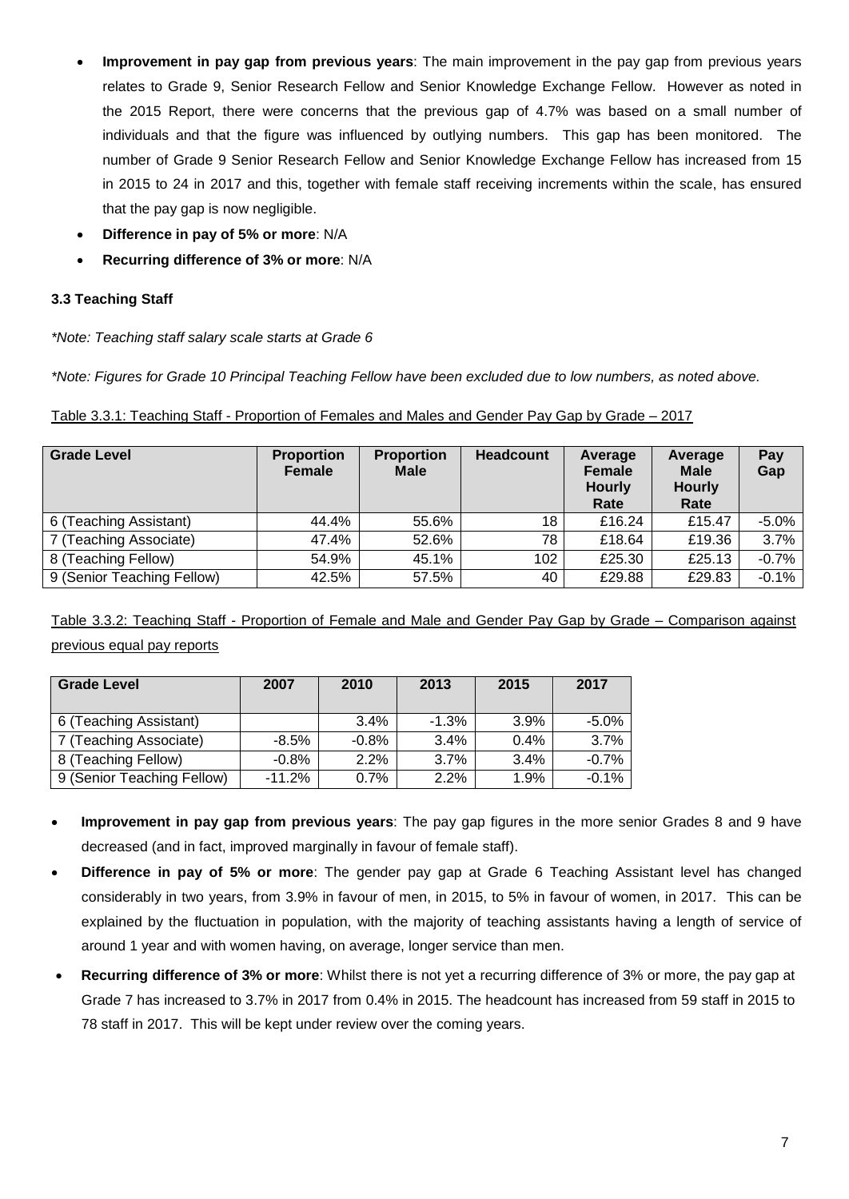- **Improvement in pay gap from previous years**: The main improvement in the pay gap from previous years relates to Grade 9, Senior Research Fellow and Senior Knowledge Exchange Fellow. However as noted in the 2015 Report, there were concerns that the previous gap of 4.7% was based on a small number of individuals and that the figure was influenced by outlying numbers. This gap has been monitored. The number of Grade 9 Senior Research Fellow and Senior Knowledge Exchange Fellow has increased from 15 in 2015 to 24 in 2017 and this, together with female staff receiving increments within the scale, has ensured that the pay gap is now negligible.
- **Difference in pay of 5% or more**: N/A
- **Recurring difference of 3% or more**: N/A

### 3.3 Teaching Staff

*\*Note: Teaching staff salary scale starts at Grade 6*

*\*Note: Figures for Grade 10 Principal Teaching Fellow have been excluded due to low numbers, as noted above.*

Table 3.3.1: Teaching Staff - Proportion of Females and Males and Gender Pay Gap by Grade – 2017

| Grade Level | Proportion Female | Proportion Male | Headcount | Average Female Hourly Rate | Average Male Hourly Rate | Pay Gap |
|---|---|---|---|---|---|---|
| 6 (Teaching Assistant) | 44.4% | 55.6% | 18 | £16.24 | £15.47 | -5.0% |
| 7 (Teaching Associate) | 47.4% | 52.6% | 78 | £18.64 | £19.36 | 3.7% |
| 8 (Teaching Fellow) | 54.9% | 45.1% | 102 | £25.30 | £25.13 | -0.7% |
| 9 (Senior Teaching Fellow) | 42.5% | 57.5% | 40 | £29.88 | £29.83 | -0.1% |

Table 3.3.2: Teaching Staff - Proportion of Female and Male and Gender Pay Gap by Grade – Comparison against previous equal pay reports

| Grade Level | 2007 | 2010 | 2013 | 2015 | 2017 |
|---|---|---|---|---|---|
| 6 (Teaching Assistant) | | 3.4% | -1.3% | 3.9% | -5.0% |
| 7 (Teaching Associate) | -8.5% | -0.8% | 3.4% | 0.4% | 3.7% |
| 8 (Teaching Fellow) | -0.8% | 2.2% | 3.7% | 3.4% | -0.7% |
| 9 (Senior Teaching Fellow) | -11.2% | 0.7% | 2.2% | 1.9% | -0.1% |

- **Improvement in pay gap from previous years**: The pay gap figures in the more senior Grades 8 and 9 have decreased (and in fact, improved marginally in favour of female staff).
- **Difference in pay of 5% or more**: The gender pay gap at Grade 6 Teaching Assistant level has changed considerably in two years, from 3.9% in favour of men, in 2015, to 5% in favour of women, in 2017. This can be explained by the fluctuation in population, with the majority of teaching assistants having a length of service of around 1 year and with women having, on average, longer service than men.
- **Recurring difference of 3% or more**: Whilst there is not yet a recurring difference of 3% or more, the pay gap at Grade 7 has increased to 3.7% in 2017 from 0.4% in 2015. The headcount has increased from 59 staff in 2015 to 78 staff in 2017. This will be kept under review over the coming years.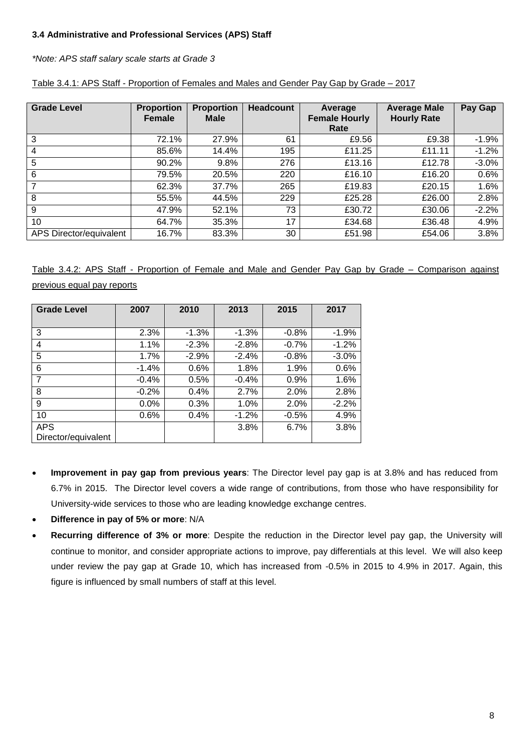### 3.4 Administrative and Professional Services (APS) Staff

*\*Note: APS staff salary scale starts at Grade 3*

Table 3.4.1: APS Staff - Proportion of Females and Males and Gender Pay Gap by Grade – 2017

| Grade Level | Proportion Female | Proportion Male | Headcount | Average Female Hourly Rate | Average Male Hourly Rate | Pay Gap |
|---|---|---|---|---|---|---|
| 3 | 72.1% | 27.9% | 61 | £9.56 | £9.38 | -1.9% |
| 4 | 85.6% | 14.4% | 195 | £11.25 | £11.11 | -1.2% |
| 5 | 90.2% | 9.8% | 276 | £13.16 | £12.78 | -3.0% |
| 6 | 79.5% | 20.5% | 220 | £16.10 | £16.20 | 0.6% |
| 7 | 62.3% | 37.7% | 265 | £19.83 | £20.15 | 1.6% |
| 8 | 55.5% | 44.5% | 229 | £25.28 | £26.00 | 2.8% |
| 9 | 47.9% | 52.1% | 73 | £30.72 | £30.06 | -2.2% |
| 10 | 64.7% | 35.3% | 17 | £34.68 | £36.48 | 4.9% |
| APS Director/equivalent | 16.7% | 83.3% | 30 | £51.98 | £54.06 | 3.8% |

Table 3.4.2: APS Staff - Proportion of Female and Male and Gender Pay Gap by Grade – Comparison against previous equal pay reports

| Grade Level | 2007 | 2010 | 2013 | 2015 | 2017 |
|---|---|---|---|---|---|
| 3 | 2.3% | -1.3% | -1.3% | -0.8% | -1.9% |
| 4 | 1.1% | -2.3% | -2.8% | -0.7% | -1.2% |
| 5 | 1.7% | -2.9% | -2.4% | -0.8% | -3.0% |
| 6 | -1.4% | 0.6% | 1.8% | 1.9% | 0.6% |
| 7 | -0.4% | 0.5% | -0.4% | 0.9% | 1.6% |
| 8 | -0.2% | 0.4% | 2.7% | 2.0% | 2.8% |
| 9 | 0.0% | 0.3% | 1.0% | 2.0% | -2.2% |
| 10 | 0.6% | 0.4% | -1.2% | -0.5% | 4.9% |
| APS Director/equivalent | | | 3.8% | 6.7% | 3.8% |

- **Improvement in pay gap from previous years**: The Director level pay gap is at 3.8% and has reduced from 6.7% in 2015. The Director level covers a wide range of contributions, from those who have responsibility for University-wide services to those who are leading knowledge exchange centres.
- **Difference in pay of 5% or more**: N/A
- **Recurring difference of 3% or more**: Despite the reduction in the Director level pay gap, the University will continue to monitor, and consider appropriate actions to improve, pay differentials at this level. We will also keep under review the pay gap at Grade 10, which has increased from -0.5% in 2015 to 4.9% in 2017. Again, this figure is influenced by small numbers of staff at this level.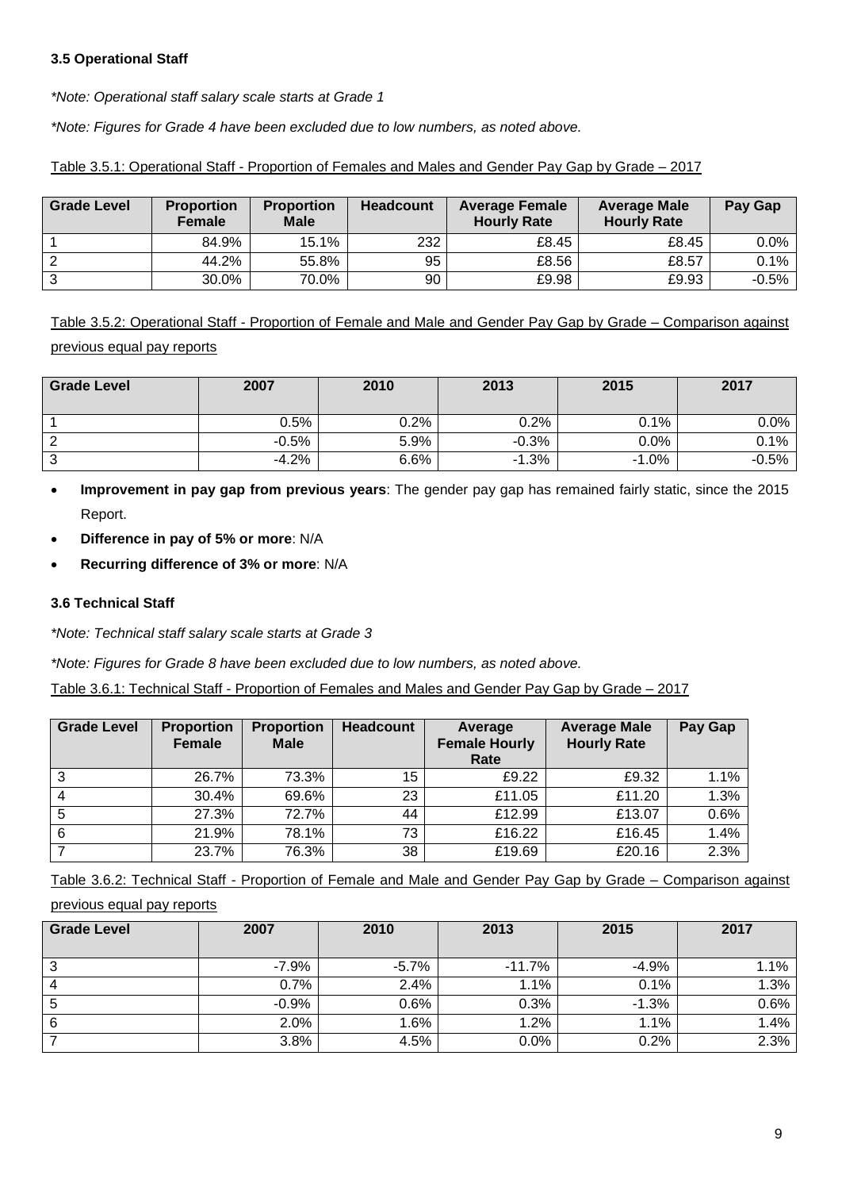### 3.5 Operational Staff

*\*Note: Operational staff salary scale starts at Grade 1*

*\*Note: Figures for Grade 4 have been excluded due to low numbers, as noted above.*

Table 3.5.1: Operational Staff - Proportion of Females and Males and Gender Pay Gap by Grade – 2017

| Grade Level | Proportion Female | Proportion Male | Headcount | Average Female Hourly Rate | Average Male Hourly Rate | Pay Gap |
|---|---|---|---|---|---|---|
| 1 | 84.9% | 15.1% | 232 | £8.45 | £8.45 | 0.0% |
| 2 | 44.2% | 55.8% | 95 | £8.56 | £8.57 | 0.1% |
| 3 | 30.0% | 70.0% | 90 | £9.98 | £9.93 | -0.5% |

Table 3.5.2: Operational Staff - Proportion of Female and Male and Gender Pay Gap by Grade – Comparison against previous equal pay reports

| Grade Level | 2007 | 2010 | 2013 | 2015 | 2017 |
|---|---|---|---|---|---|
| 1 | 0.5% | 0.2% | 0.2% | 0.1% | 0.0% |
| 2 | -0.5% | 5.9% | -0.3% | 0.0% | 0.1% |
| 3 | -4.2% | 6.6% | -1.3% | -1.0% | -0.5% |

- **Improvement in pay gap from previous years**: The gender pay gap has remained fairly static, since the 2015 Report.
- **Difference in pay of 5% or more**: N/A
- **Recurring difference of 3% or more**: N/A

### 3.6 Technical Staff

*\*Note: Technical staff salary scale starts at Grade 3*

*\*Note: Figures for Grade 8 have been excluded due to low numbers, as noted above.*

Table 3.6.1: Technical Staff - Proportion of Females and Males and Gender Pay Gap by Grade – 2017

| Grade Level | Proportion Female | Proportion Male | Headcount | Average Female Hourly Rate | Average Male Hourly Rate | Pay Gap |
|---|---|---|---|---|---|---|
| 3 | 26.7% | 73.3% | 15 | £9.22 | £9.32 | 1.1% |
| 4 | 30.4% | 69.6% | 23 | £11.05 | £11.20 | 1.3% |
| 5 | 27.3% | 72.7% | 44 | £12.99 | £13.07 | 0.6% |
| 6 | 21.9% | 78.1% | 73 | £16.22 | £16.45 | 1.4% |
| 7 | 23.7% | 76.3% | 38 | £19.69 | £20.16 | 2.3% |

Table 3.6.2: Technical Staff - Proportion of Female and Male and Gender Pay Gap by Grade – Comparison against previous equal pay reports

| Grade Level | 2007 | 2010 | 2013 | 2015 | 2017 |
|---|---|---|---|---|---|
| 3 | -7.9% | -5.7% | -11.7% | -4.9% | 1.1% |
| 4 | 0.7% | 2.4% | 1.1% | 0.1% | 1.3% |
| 5 | -0.9% | 0.6% | 0.3% | -1.3% | 0.6% |
| 6 | 2.0% | 1.6% | 1.2% | 1.1% | 1.4% |
| 7 | 3.8% | 4.5% | 0.0% | 0.2% | 2.3% |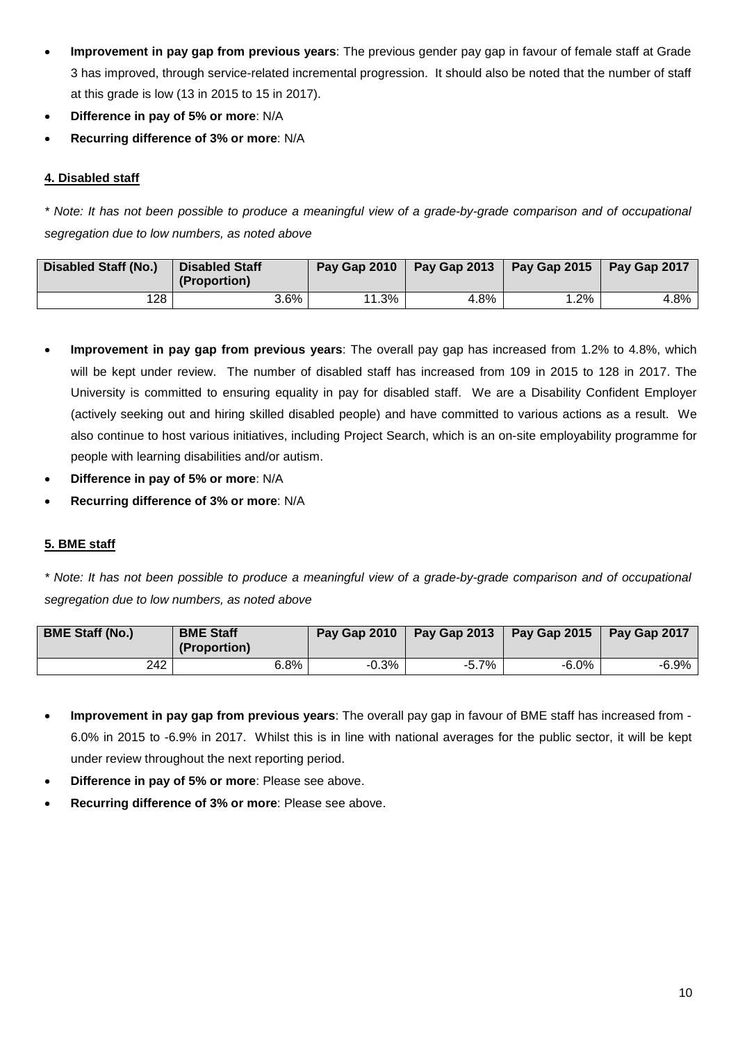- **Improvement in pay gap from previous years**: The previous gender pay gap in favour of female staff at Grade 3 has improved, through service-related incremental progression. It should also be noted that the number of staff at this grade is low (13 in 2015 to 15 in 2017).
- **Difference in pay of 5% or more**: N/A
- **Recurring difference of 3% or more**: N/A

#### 4. Disabled staff

*\* Note: It has not been possible to produce a meaningful view of a grade-by-grade comparison and of occupational segregation due to low numbers, as noted above*

| Disabled Staff (No.) | Disabled Staff (Proportion) | Pay Gap 2010 | Pay Gap 2013 | Pay Gap 2015 | Pay Gap 2017 |
|---|---|---|---|---|---|
| 128 | 3.6% | 11.3% | 4.8% | 1.2% | 4.8% |

- **Improvement in pay gap from previous years**: The overall pay gap has increased from 1.2% to 4.8%, which will be kept under review. The number of disabled staff has increased from 109 in 2015 to 128 in 2017. The University is committed to ensuring equality in pay for disabled staff. We are a Disability Confident Employer (actively seeking out and hiring skilled disabled people) and have committed to various actions as a result. We also continue to host various initiatives, including Project Search, which is an on-site employability programme for people with learning disabilities and/or autism.
- **Difference in pay of 5% or more**: N/A
- **Recurring difference of 3% or more**: N/A

#### 5. BME staff

*\* Note: It has not been possible to produce a meaningful view of a grade-by-grade comparison and of occupational segregation due to low numbers, as noted above*

| BME Staff (No.) | BME Staff (Proportion) | Pay Gap 2010 | Pay Gap 2013 | Pay Gap 2015 | Pay Gap 2017 |
|---|---|---|---|---|---|
| 242 | 6.8% | -0.3% | -5.7% | -6.0% | -6.9% |

- **Improvement in pay gap from previous years**: The overall pay gap in favour of BME staff has increased from -6.0% in 2015 to -6.9% in 2017. Whilst this is in line with national averages for the public sector, it will be kept under review throughout the next reporting period.
- **Difference in pay of 5% or more**: Please see above.
- **Recurring difference of 3% or more**: Please see above.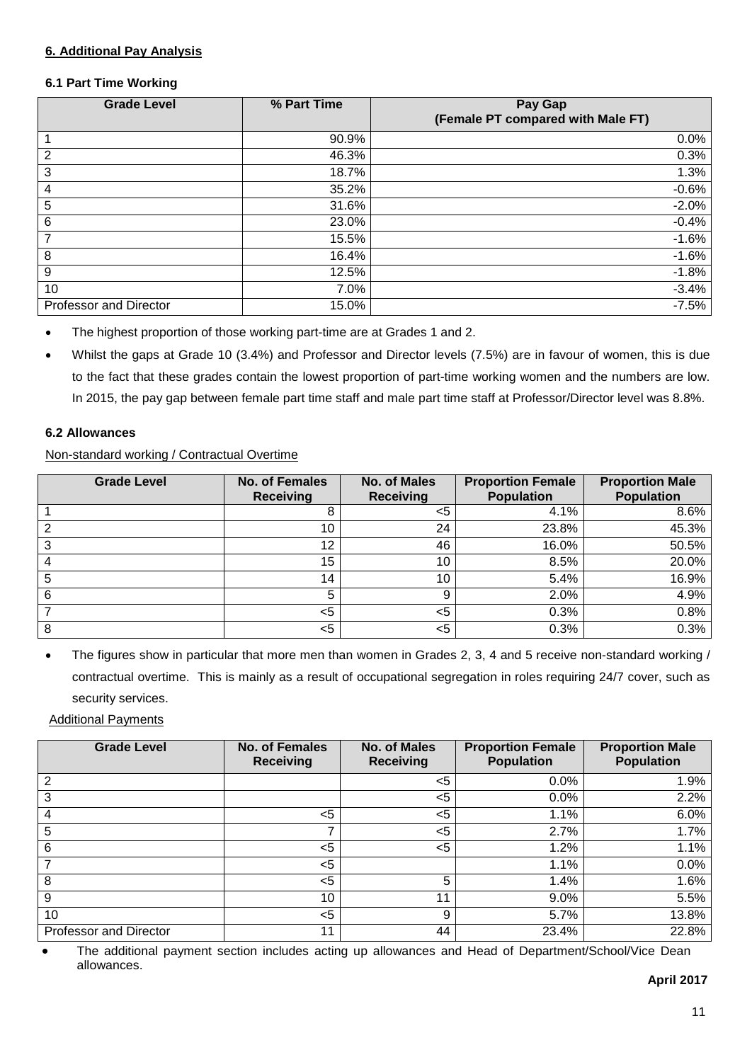## 6. Additional Pay Analysis

### 6.1 Part Time Working

| Grade Level | % Part Time | Pay Gap (Female PT compared with Male FT) |
|---|---|---|
| 1 | 90.9% | 0.0% |
| 2 | 46.3% | 0.3% |
| 3 | 18.7% | 1.3% |
| 4 | 35.2% | -0.6% |
| 5 | 31.6% | -2.0% |
| 6 | 23.0% | -0.4% |
| 7 | 15.5% | -1.6% |
| 8 | 16.4% | -1.6% |
| 9 | 12.5% | -1.8% |
| 10 | 7.0% | -3.4% |
| Professor and Director | 15.0% | -7.5% |

- The highest proportion of those working part-time are at Grades 1 and 2.
- Whilst the gaps at Grade 10 (3.4%) and Professor and Director levels (7.5%) are in favour of women, this is due to the fact that these grades contain the lowest proportion of part-time working women and the numbers are low. In 2015, the pay gap between female part time staff and male part time staff at Professor/Director level was 8.8%.

### 6.2 Allowances

Non-standard working / Contractual Overtime

| Grade Level | No. of Females Receiving | No. of Males Receiving | Proportion Female Population | Proportion Male Population |
|---|---|---|---|---|
| 1 | 8 | <5 | 4.1% | 8.6% |
| 2 | 10 | 24 | 23.8% | 45.3% |
| 3 | 12 | 46 | 16.0% | 50.5% |
| 4 | 15 | 10 | 8.5% | 20.0% |
| 5 | 14 | 10 | 5.4% | 16.9% |
| 6 | 5 | 9 | 2.0% | 4.9% |
| 7 | <5 | <5 | 0.3% | 0.8% |
| 8 | <5 | <5 | 0.3% | 0.3% |

- The figures show in particular that more men than women in Grades 2, 3, 4 and 5 receive non-standard working / contractual overtime. This is mainly as a result of occupational segregation in roles requiring 24/7 cover, such as security services.

Additional Payments

| Grade Level | No. of Females Receiving | No. of Males Receiving | Proportion Female Population | Proportion Male Population |
|---|---|---|---|---|
| 2 | | <5 | 0.0% | 1.9% |
| 3 | | <5 | 0.0% | 2.2% |
| 4 | <5 | <5 | 1.1% | 6.0% |
| 5 | 7 | <5 | 2.7% | 1.7% |
| 6 | <5 | <5 | 1.2% | 1.1% |
| 7 | <5 | | 1.1% | 0.0% |
| 8 | <5 | 5 | 1.4% | 1.6% |
| 9 | 10 | 11 | 9.0% | 5.5% |
| 10 | <5 | 9 | 5.7% | 13.8% |
| Professor and Director | 11 | 44 | 23.4% | 22.8% |

- The additional payment section includes acting up allowances and Head of Department/School/Vice Dean allowances.

**April 2017**